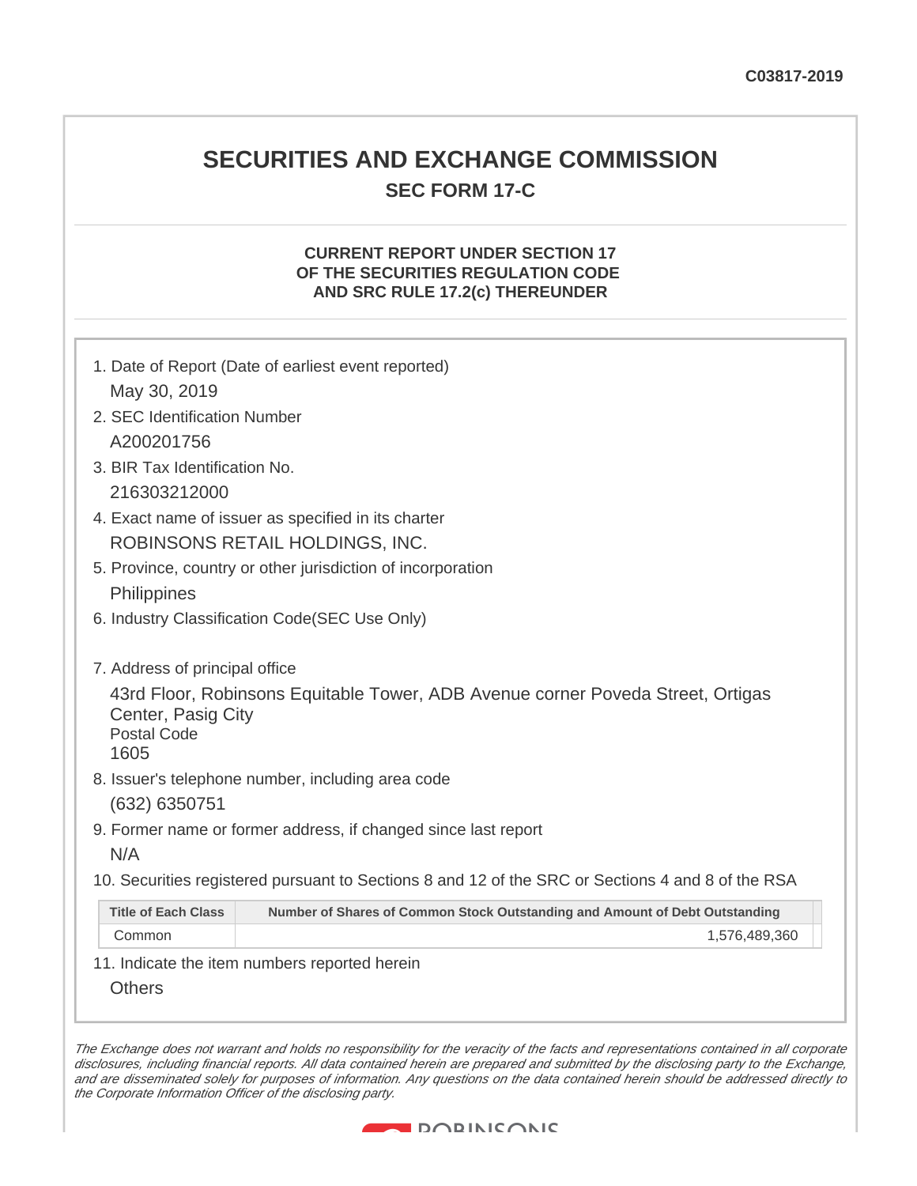C03817-2019

# SECURITIES AND EXCHANGE COMMISSION

## SEC FORM 17-C

### CURRENT REPORT UNDER SECTION 17 OF THE SECURITIES REGULATION CODE AND SRC RULE 17.2(c) THEREUNDER

1. Date of Report (Date of earliest event reported)

   May 30, 2019

2. SEC Identification Number

   A200201756

3. BIR Tax Identification No.

   216303212000

4. Exact name of issuer as specified in its charter

   ROBINSONS RETAIL HOLDINGS, INC.

5. Province, country or other jurisdiction of incorporation

   Philippines

6. Industry Classification Code(SEC Use Only)

7. Address of principal office

   43rd Floor, Robinsons Equitable Tower, ADB Avenue corner Poveda Street, Ortigas Center, Pasig City
   Postal Code
   1605

8. Issuer's telephone number, including area code

   (632) 6350751

9. Former name or former address, if changed since last report

   N/A

10. Securities registered pursuant to Sections 8 and 12 of the SRC or Sections 4 and 8 of the RSA

| Title of Each Class | Number of Shares of Common Stock Outstanding and Amount of Debt Outstanding |
|---|---|
| Common | 1,576,489,360 |

11. Indicate the item numbers reported herein

    Others

*The Exchange does not warrant and holds no responsibility for the veracity of the facts and representations contained in all corporate disclosures, including financial reports. All data contained herein are prepared and submitted by the disclosing party to the Exchange, and are disseminated solely for purposes of information. Any questions on the data contained herein should be addressed directly to the Corporate Information Officer of the disclosing party.*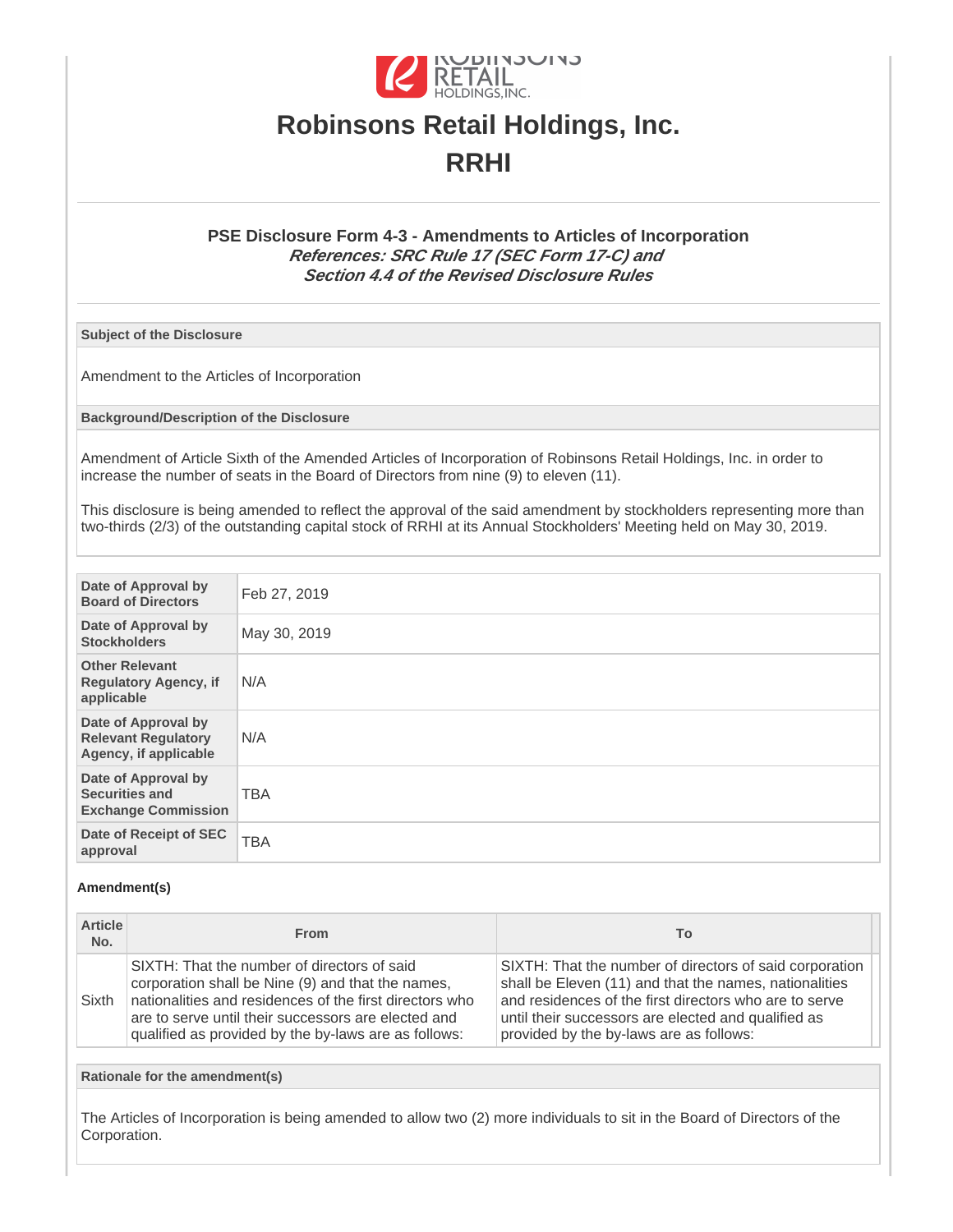# Robinsons Retail Holdings, Inc.

# RRHI

### PSE Disclosure Form 4-3 - Amendments to Articles of Incorporation

***References: SRC Rule 17 (SEC Form 17-C) and Section 4.4 of the Revised Disclosure Rules***

**Subject of the Disclosure**

Amendment to the Articles of Incorporation

**Background/Description of the Disclosure**

Amendment of Article Sixth of the Amended Articles of Incorporation of Robinsons Retail Holdings, Inc. in order to increase the number of seats in the Board of Directors from nine (9) to eleven (11).

This disclosure is being amended to reflect the approval of the said amendment by stockholders representing more than two-thirds (2/3) of the outstanding capital stock of RRHI at its Annual Stockholders' Meeting held on May 30, 2019.

| | |
|---|---|
| **Date of Approval by Board of Directors** | Feb 27, 2019 |
| **Date of Approval by Stockholders** | May 30, 2019 |
| **Other Relevant Regulatory Agency, if applicable** | N/A |
| **Date of Approval by Relevant Regulatory Agency, if applicable** | N/A |
| **Date of Approval by Securities and Exchange Commission** | TBA |
| **Date of Receipt of SEC approval** | TBA |

**Amendment(s)**

| Article No. | From | To |
|---|---|---|
| Sixth | SIXTH: That the number of directors of said corporation shall be Nine (9) and that the names, nationalities and residences of the first directors who are to serve until their successors are elected and qualified as provided by the by-laws are as follows: | SIXTH: That the number of directors of said corporation shall be Eleven (11) and that the names, nationalities and residences of the first directors who are to serve until their successors are elected and qualified as provided by the by-laws are as follows: |

**Rationale for the amendment(s)**

The Articles of Incorporation is being amended to allow two (2) more individuals to sit in the Board of Directors of the Corporation.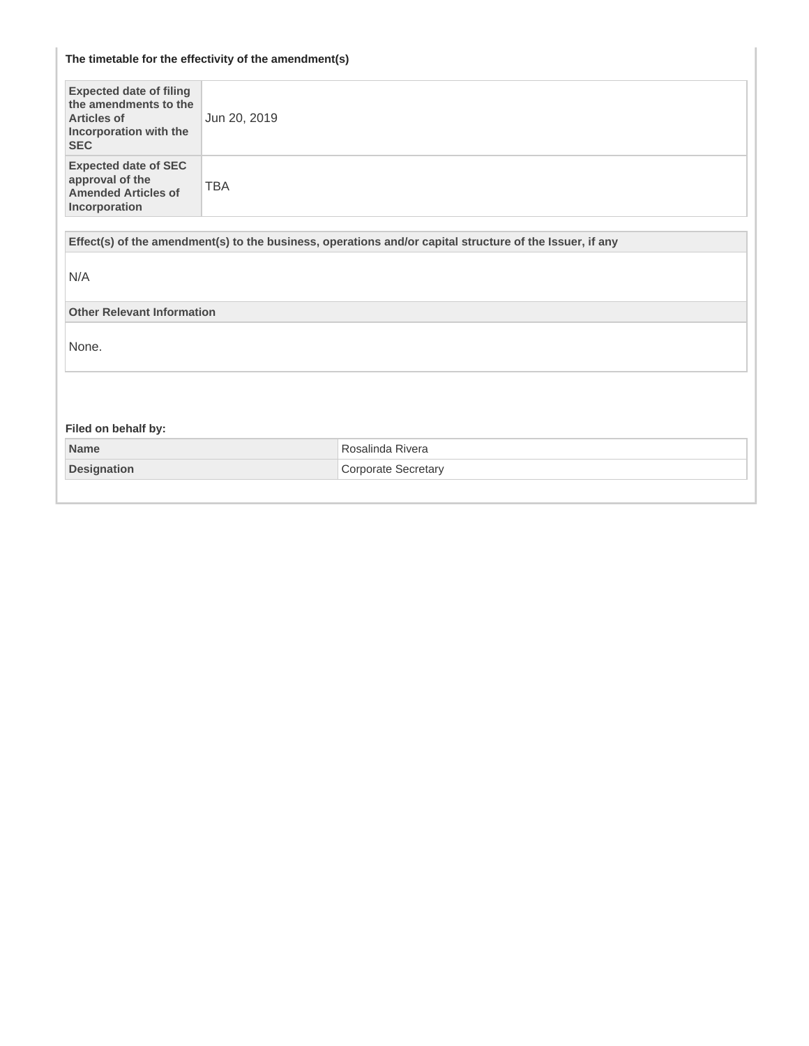**The timetable for the effectivity of the amendment(s)**

| | |
|---|---|
| **Expected date of filing the amendments to the Articles of Incorporation with the SEC** | Jun 20, 2019 |
| **Expected date of SEC approval of the Amended Articles of Incorporation** | TBA |

**Effect(s) of the amendment(s) to the business, operations and/or capital structure of the Issuer, if any**

N/A

**Other Relevant Information**

None.

**Filed on behalf by:**

| | |
|---|---|
| **Name** | Rosalinda Rivera |
| **Designation** | Corporate Secretary |